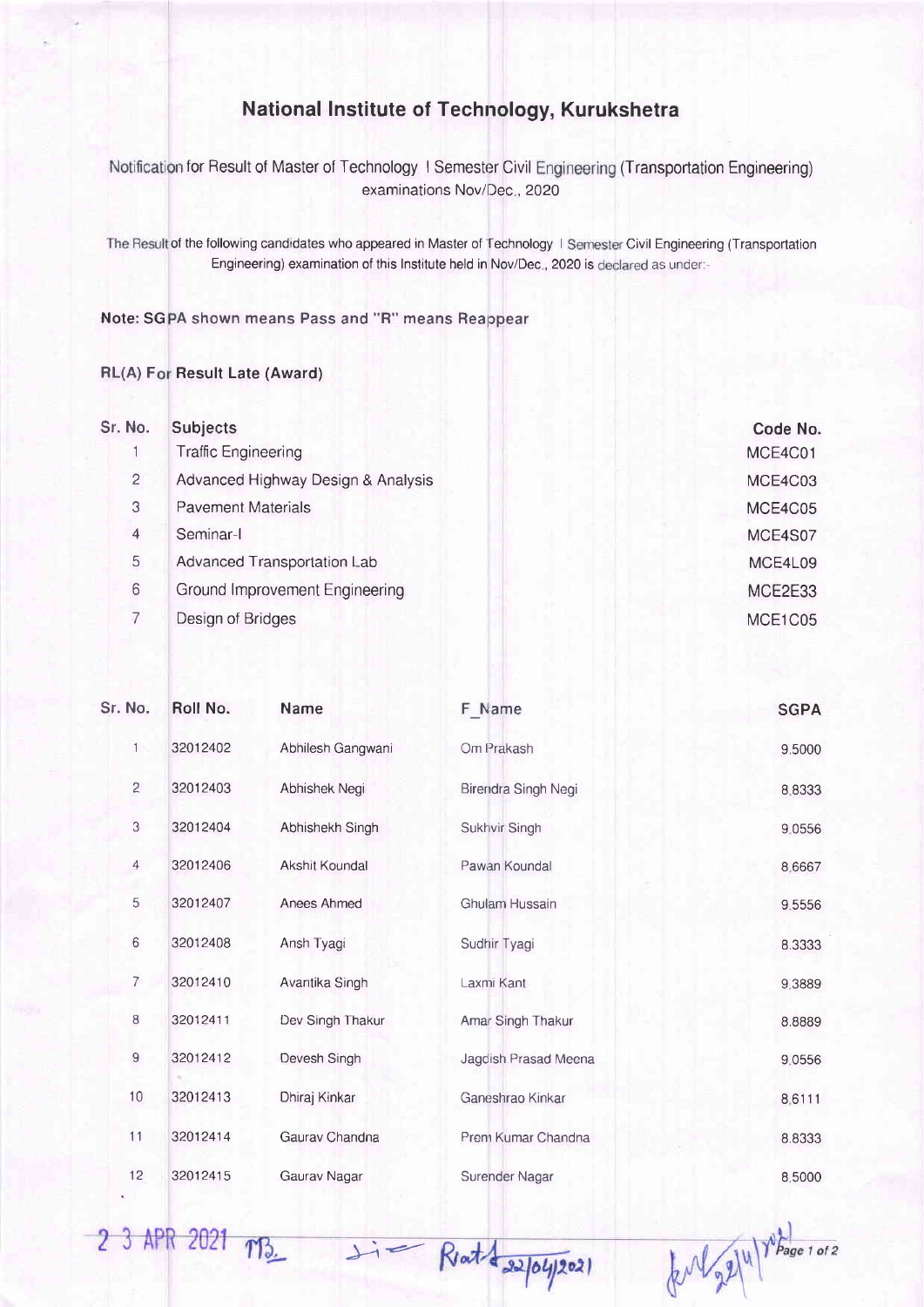# National Institute of Technology, Kurukshetra

Notification for Result of Master of Technology I Semester Civil Engineering (Transportation Engineering) examinations Nov/Dec., 2020

The Result of the following candidates who appeared in Master of Technology I Semester Civil Engineering (Transportation Engineering) examination of this Institute held in Nov/Dec., 2020 is declared as under:-

**Note: SGPA shown means Pass and "R" means Reappear**

**RL(A) For Result Late (Award)**

| Sr. No. | Subjects | Code No. |
|---|---|---|
| 1 | Traffic Engineering | MCE4C01 |
| 2 | Advanced Highway Design & Analysis | MCE4C03 |
| 3 | Pavement Materials | MCE4C05 |
| 4 | Seminar-I | MCE4S07 |
| 5 | Advanced Transportation Lab | MCE4L09 |
| 6 | Ground Improvement Engineering | MCE2E33 |
| 7 | Design of Bridges | MCE1C05 |

| Sr. No. | Roll No. | Name | F_Name | SGPA |
|---|---|---|---|---|
| 1 | 32012402 | Abhilesh Gangwani | Om Prakash | 9.5000 |
| 2 | 32012403 | Abhishek Negi | Birendra Singh Negi | 8.8333 |
| 3 | 32012404 | Abhishekh Singh | Sukhvir Singh | 9.0556 |
| 4 | 32012406 | Akshit Koundal | Pawan Koundal | 8.6667 |
| 5 | 32012407 | Anees Ahmed | Ghulam Hussain | 9.5556 |
| 6 | 32012408 | Ansh Tyagi | Sudhir Tyagi | 8.3333 |
| 7 | 32012410 | Avantika Singh | Laxmi Kant | 9.3889 |
| 8 | 32012411 | Dev Singh Thakur | Amar Singh Thakur | 8.8889 |
| 9 | 32012412 | Devesh Singh | Jagdish Prasad Meena | 9.0556 |
| 10 | 32012413 | Dhiraj Kinkar | Ganeshrao Kinkar | 8.6111 |
| 11 | 32012414 | Gaurav Chandna | Prem Kumar Chandna | 8.8333 |
| 12 | 32012415 | Gaurav Nagar | Surender Nagar | 8.5000 |

2 3 APR 2021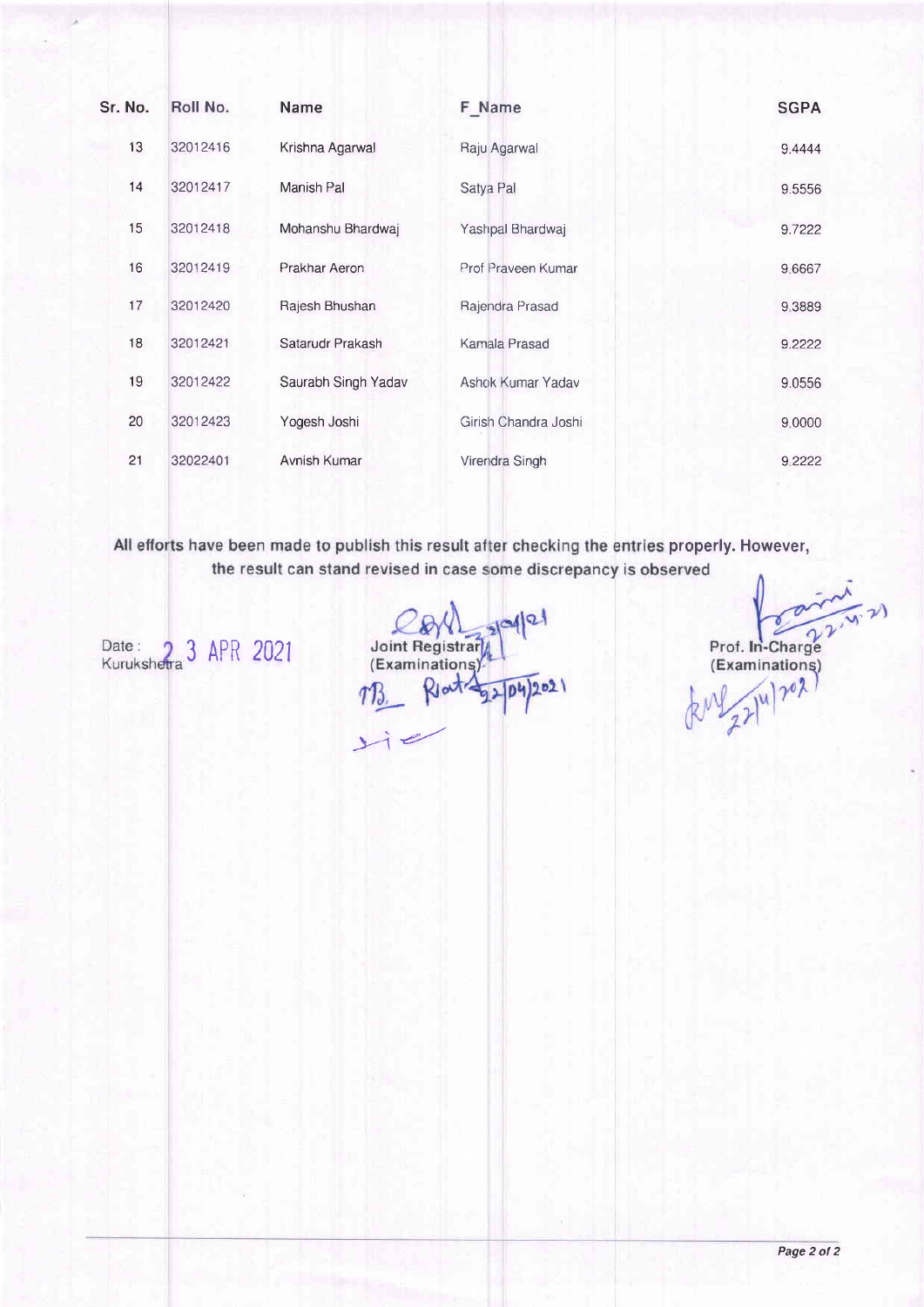| Sr. No. | Roll No. | Name | F_Name | SGPA |
|---|---|---|---|---|
| 13 | 32012416 | Krishna Agarwal | Raju Agarwal | 9.4444 |
| 14 | 32012417 | Manish Pal | Satya Pal | 9.5556 |
| 15 | 32012418 | Mohanshu Bhardwaj | Yashpal Bhardwaj | 9.7222 |
| 16 | 32012419 | Prakhar Aeron | Prof Praveen Kumar | 9.6667 |
| 17 | 32012420 | Rajesh Bhushan | Rajendra Prasad | 9.3889 |
| 18 | 32012421 | Satarudr Prakash | Kamala Prasad | 9.2222 |
| 19 | 32012422 | Saurabh Singh Yadav | Ashok Kumar Yadav | 9.0556 |
| 20 | 32012423 | Yogesh Joshi | Girish Chandra Joshi | 9.0000 |
| 21 | 32022401 | Avnish Kumar | Virendra Singh | 9.2222 |

**All efforts have been made to publish this result after checking the entries properly. However, the result can stand revised in case some discrepancy is observed**

Date : 23 APR 2021
Kurukshetra

**Joint Registrar**
**(Examinations)**

**Prof. In-Charge**
**(Examinations)**